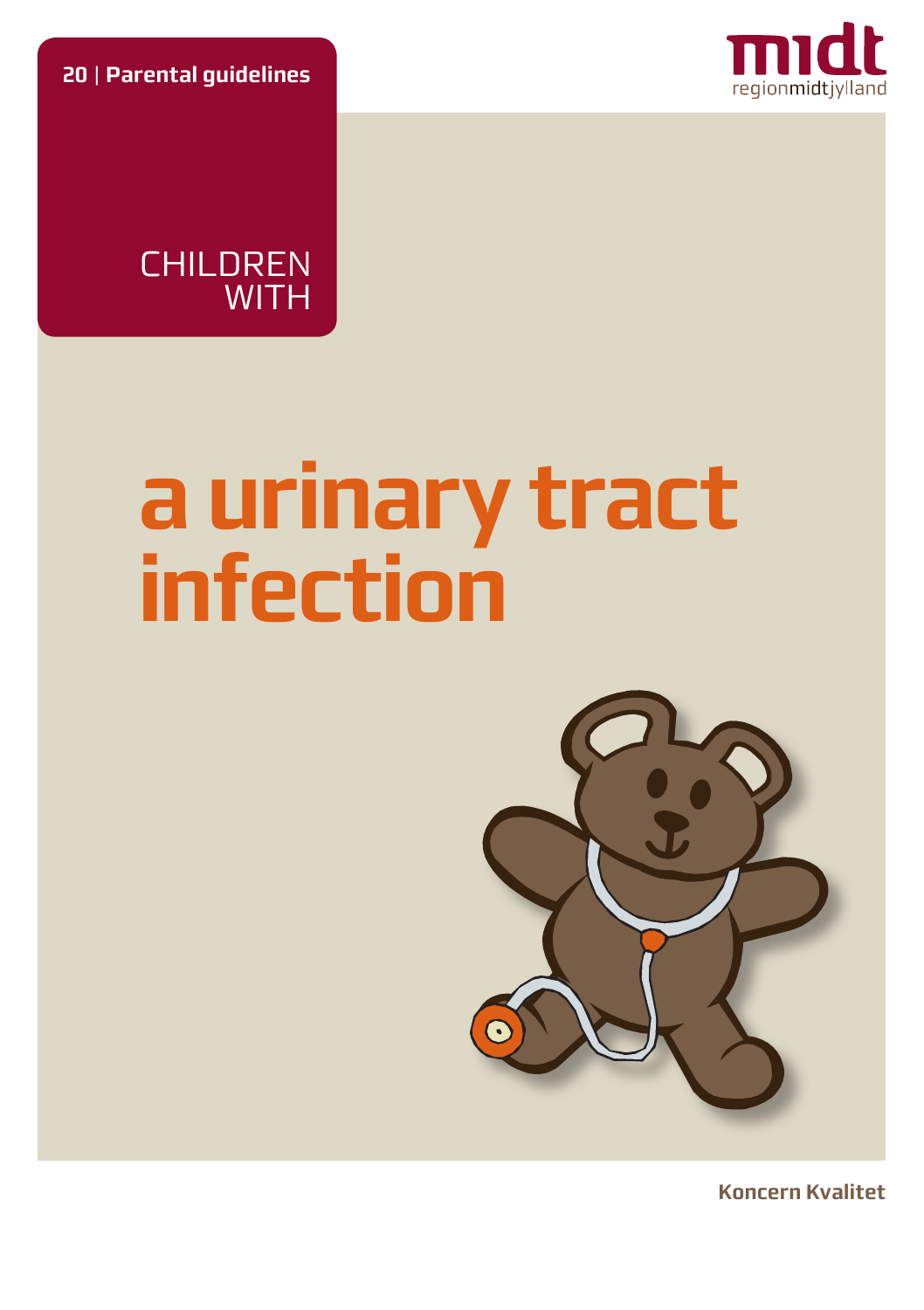**20 | Parental guidelines**

midt
regionmidtjylland

CHILDREN WITH

# a urinary tract infection

**Koncern Kvalitet**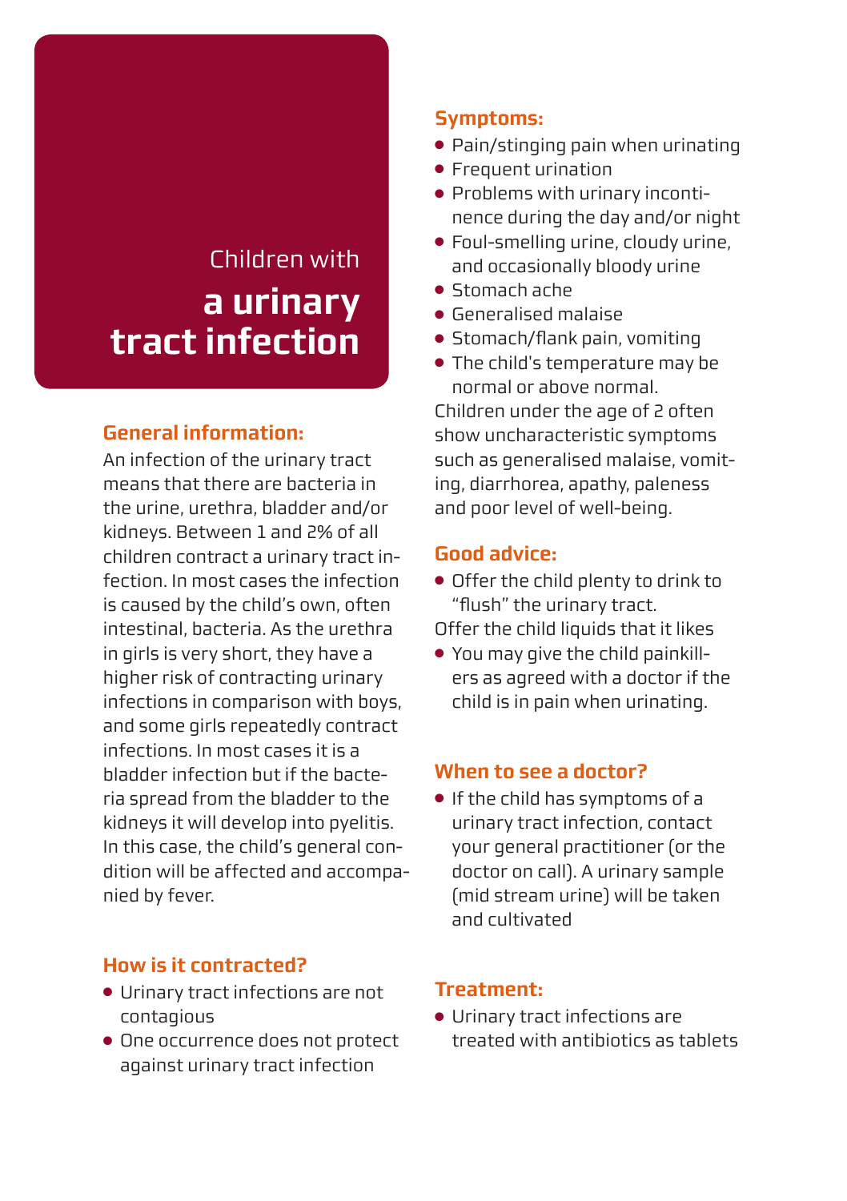# Children with **a urinary tract infection**

## General information:

An infection of the urinary tract means that there are bacteria in the urine, urethra, bladder and/or kidneys. Between 1 and 2% of all children contract a urinary tract infection. In most cases the infection is caused by the child's own, often intestinal, bacteria. As the urethra in girls is very short, they have a higher risk of contracting urinary infections in comparison with boys, and some girls repeatedly contract infections. In most cases it is a bladder infection but if the bacteria spread from the bladder to the kidneys it will develop into pyelitis. In this case, the child's general condition will be affected and accompanied by fever.

## How is it contracted?

- Urinary tract infections are not contagious
- One occurrence does not protect against urinary tract infection

## Symptoms:

- Pain/stinging pain when urinating
- Frequent urination
- Problems with urinary incontinence during the day and/or night
- Foul-smelling urine, cloudy urine, and occasionally bloody urine
- Stomach ache
- Generalised malaise
- Stomach/flank pain, vomiting
- The child's temperature may be normal or above normal.

Children under the age of 2 often show uncharacteristic symptoms such as generalised malaise, vomiting, diarrhoea, apathy, paleness and poor level of well-being.

## Good advice:

- Offer the child plenty to drink to "flush" the urinary tract.

Offer the child liquids that it likes

- You may give the child painkillers as agreed with a doctor if the child is in pain when urinating.

## When to see a doctor?

- If the child has symptoms of a urinary tract infection, contact your general practitioner (or the doctor on call). A urinary sample (mid stream urine) will be taken and cultivated

## Treatment:

- Urinary tract infections are treated with antibiotics as tablets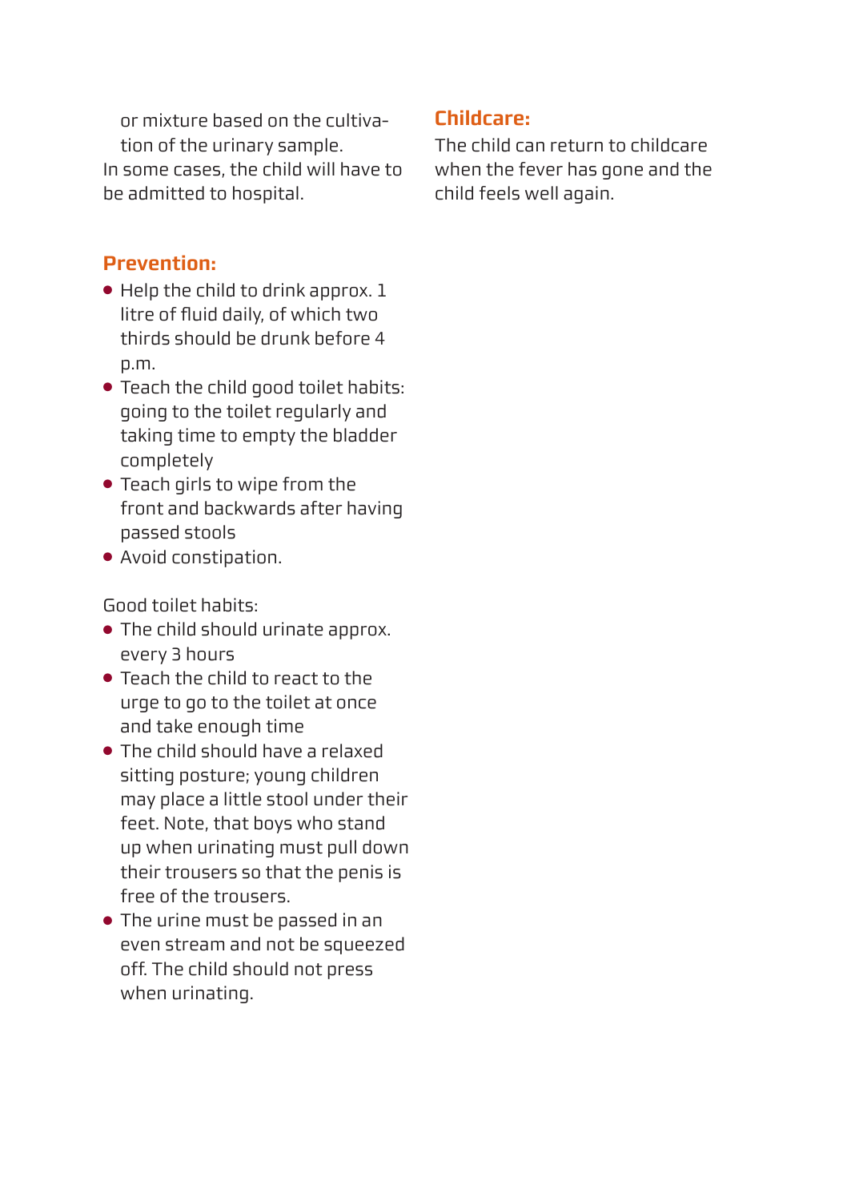or mixture based on the cultivation of the urinary sample.

In some cases, the child will have to be admitted to hospital.

## Prevention:

- Help the child to drink approx. 1 litre of fluid daily, of which two thirds should be drunk before 4 p.m.
- Teach the child good toilet habits: going to the toilet regularly and taking time to empty the bladder completely
- Teach girls to wipe from the front and backwards after having passed stools
- Avoid constipation.

Good toilet habits:

- The child should urinate approx. every 3 hours
- Teach the child to react to the urge to go to the toilet at once and take enough time
- The child should have a relaxed sitting posture; young children may place a little stool under their feet. Note, that boys who stand up when urinating must pull down their trousers so that the penis is free of the trousers.
- The urine must be passed in an even stream and not be squeezed off. The child should not press when urinating.

## Childcare:

The child can return to childcare when the fever has gone and the child feels well again.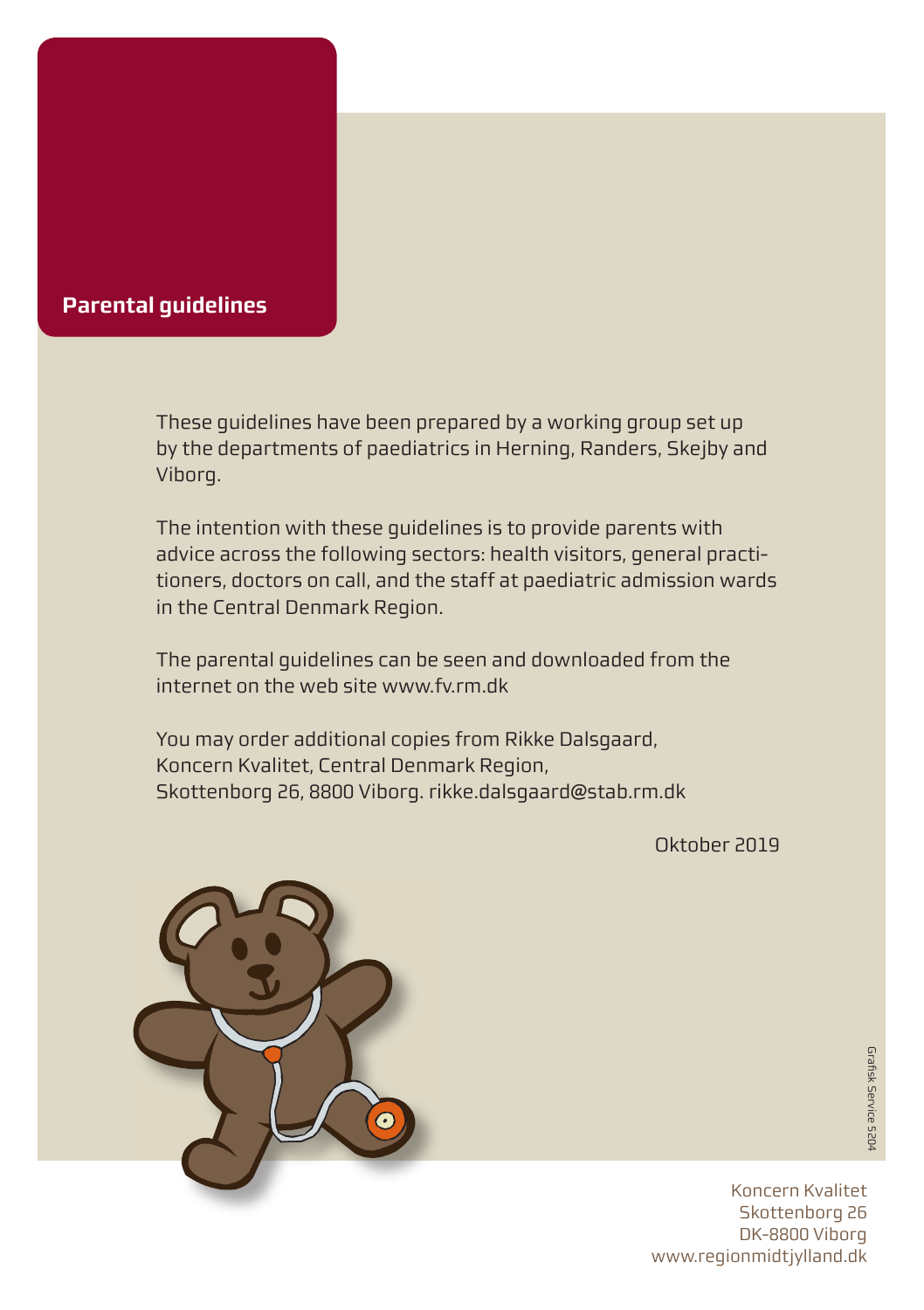## Parental guidelines

These guidelines have been prepared by a working group set up by the departments of paediatrics in Herning, Randers, Skejby and Viborg.

The intention with these guidelines is to provide parents with advice across the following sectors: health visitors, general practitioners, doctors on call, and the staff at paediatric admission wards in the Central Denmark Region.

The parental guidelines can be seen and downloaded from the internet on the web site www.fv.rm.dk

You may order additional copies from Rikke Dalsgaard,
Koncern Kvalitet, Central Denmark Region,
Skottenborg 26, 8800 Viborg. rikke.dalsgaard@stab.rm.dk

Oktober 2019

Grafisk Service 5204

Koncern Kvalitet
Skottenborg 26
DK-8800 Viborg
www.regionmidtjylland.dk